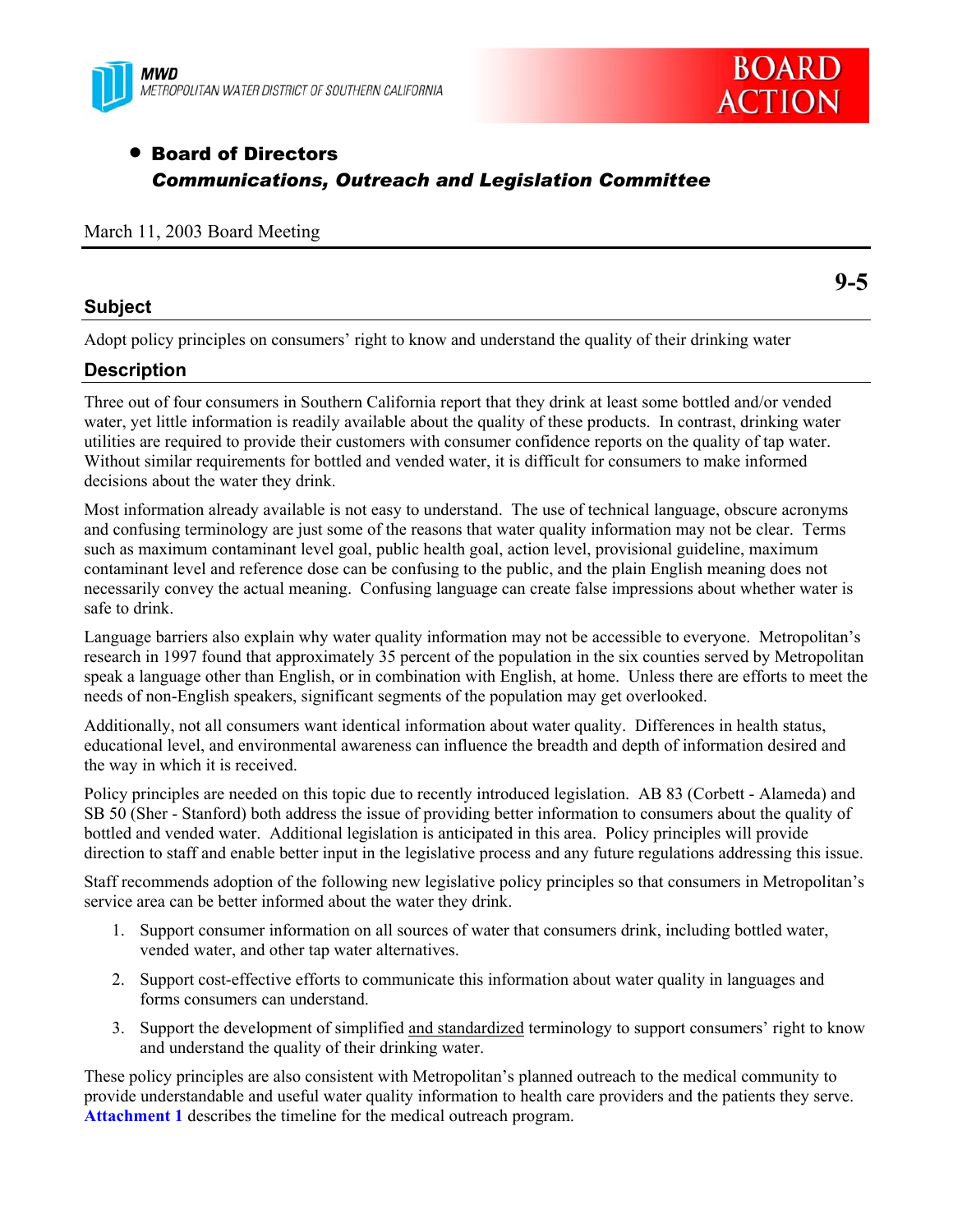MWD
METROPOLITAN WATER DISTRICT OF SOUTHERN CALIFORNIA

**BOARD ACTION**

- **Board of Directors**
  ***Communications, Outreach and Legislation Committee***

March 11, 2003 Board Meeting

**9-5**

## Subject

Adopt policy principles on consumers' right to know and understand the quality of their drinking water

## Description

Three out of four consumers in Southern California report that they drink at least some bottled and/or vended water, yet little information is readily available about the quality of these products. In contrast, drinking water utilities are required to provide their customers with consumer confidence reports on the quality of tap water. Without similar requirements for bottled and vended water, it is difficult for consumers to make informed decisions about the water they drink.

Most information already available is not easy to understand. The use of technical language, obscure acronyms and confusing terminology are just some of the reasons that water quality information may not be clear. Terms such as maximum contaminant level goal, public health goal, action level, provisional guideline, maximum contaminant level and reference dose can be confusing to the public, and the plain English meaning does not necessarily convey the actual meaning. Confusing language can create false impressions about whether water is safe to drink.

Language barriers also explain why water quality information may not be accessible to everyone. Metropolitan's research in 1997 found that approximately 35 percent of the population in the six counties served by Metropolitan speak a language other than English, or in combination with English, at home. Unless there are efforts to meet the needs of non-English speakers, significant segments of the population may get overlooked.

Additionally, not all consumers want identical information about water quality. Differences in health status, educational level, and environmental awareness can influence the breadth and depth of information desired and the way in which it is received.

Policy principles are needed on this topic due to recently introduced legislation. AB 83 (Corbett - Alameda) and SB 50 (Sher - Stanford) both address the issue of providing better information to consumers about the quality of bottled and vended water. Additional legislation is anticipated in this area. Policy principles will provide direction to staff and enable better input in the legislative process and any future regulations addressing this issue.

Staff recommends adoption of the following new legislative policy principles so that consumers in Metropolitan's service area can be better informed about the water they drink.

1. Support consumer information on all sources of water that consumers drink, including bottled water, vended water, and other tap water alternatives.
2. Support cost-effective efforts to communicate this information about water quality in languages and forms consumers can understand.
3. Support the development of simplified <u>and standardized</u> terminology to support consumers' right to know and understand the quality of their drinking water.

These policy principles are also consistent with Metropolitan's planned outreach to the medical community to provide understandable and useful water quality information to health care providers and the patients they serve. **Attachment 1** describes the timeline for the medical outreach program.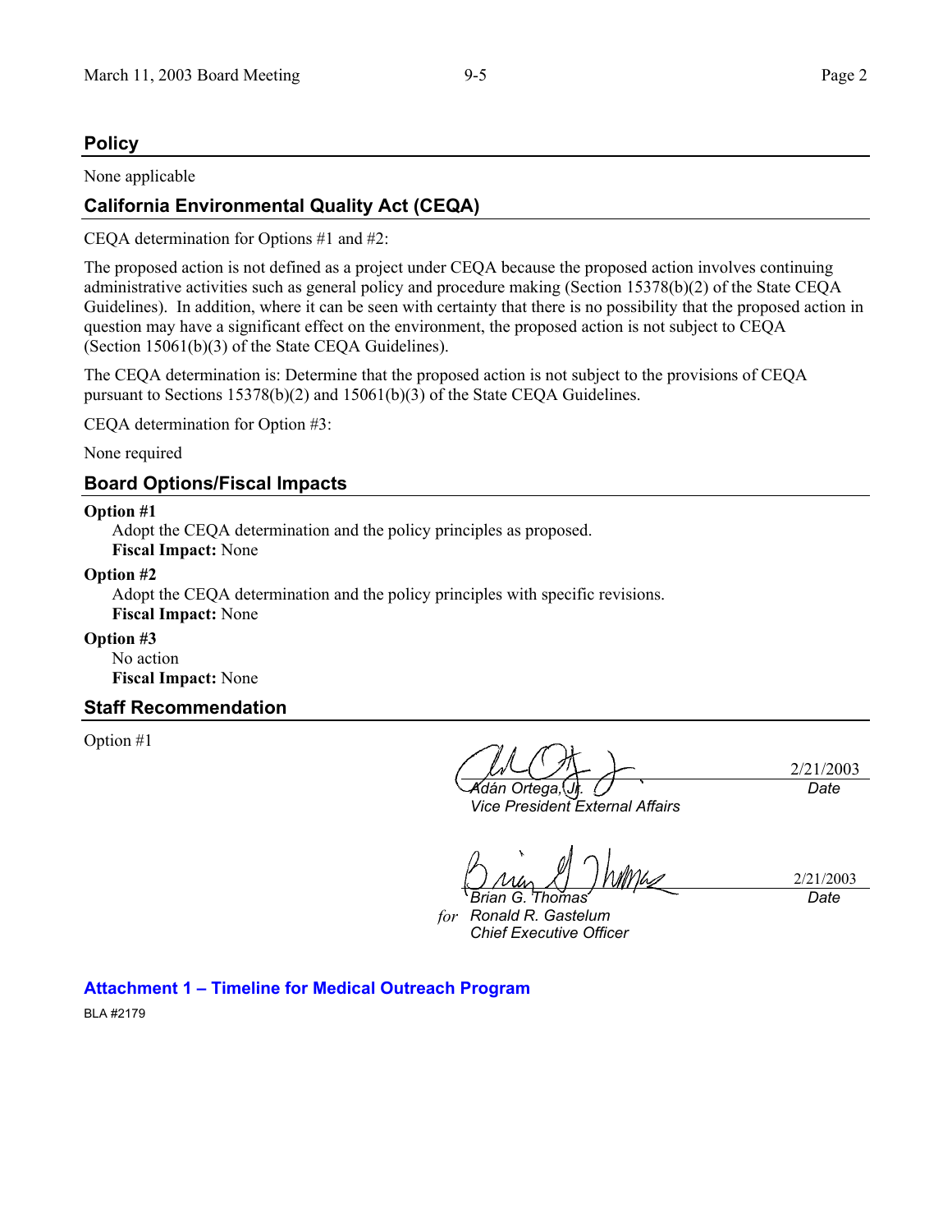## Policy

None applicable

## California Environmental Quality Act (CEQA)

CEQA determination for Options #1 and #2:

The proposed action is not defined as a project under CEQA because the proposed action involves continuing administrative activities such as general policy and procedure making (Section 15378(b)(2) of the State CEQA Guidelines). In addition, where it can be seen with certainty that there is no possibility that the proposed action in question may have a significant effect on the environment, the proposed action is not subject to CEQA (Section 15061(b)(3) of the State CEQA Guidelines).

The CEQA determination is: Determine that the proposed action is not subject to the provisions of CEQA pursuant to Sections 15378(b)(2) and 15061(b)(3) of the State CEQA Guidelines.

CEQA determination for Option #3:

None required

## Board Options/Fiscal Impacts

**Option #1**

Adopt the CEQA determination and the policy principles as proposed.
**Fiscal Impact:** None

**Option #2**

Adopt the CEQA determination and the policy principles with specific revisions.
**Fiscal Impact:** None

**Option #3**

No action
**Fiscal Impact:** None

## Staff Recommendation

Option #1

*Adán Ortega, Jr.* — 2/21/2003 (*Date*)
*Vice President External Affairs*

*Brian G. Thomas* — 2/21/2003 (*Date*)
for *Ronald R. Gastelum*
*Chief Executive Officer*

**Attachment 1 – Timeline for Medical Outreach Program**

BLA #2179